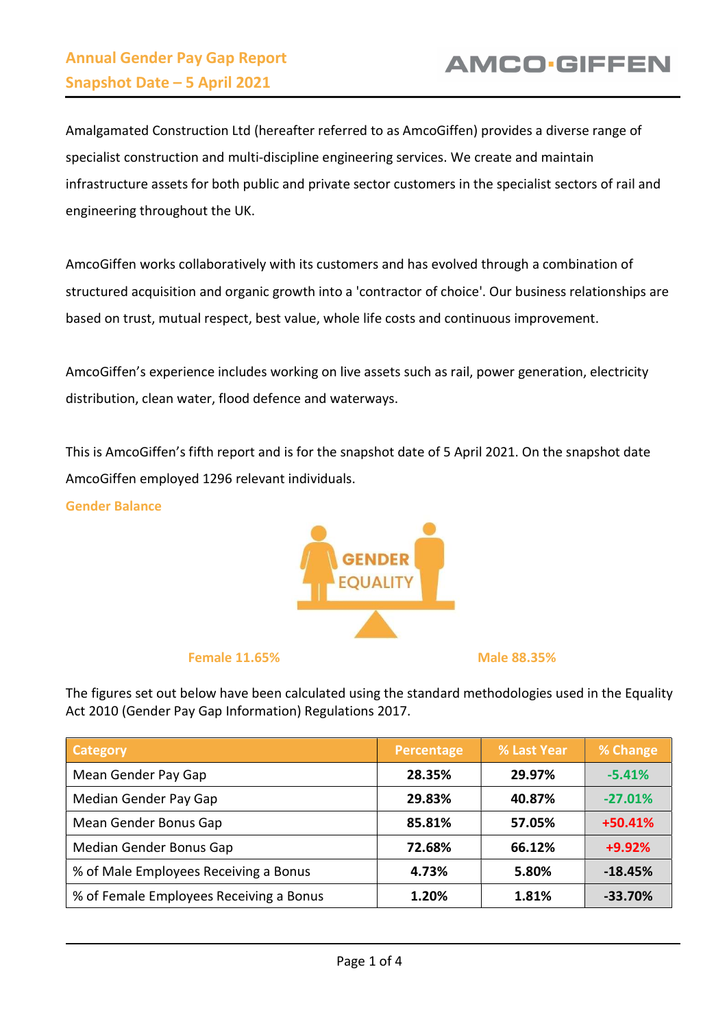# Annual Gender Pay Gap Report
## Snapshot Date – 5 April 2021

AMCO·GIFFEN

Amalgamated Construction Ltd (hereafter referred to as AmcoGiffen) provides a diverse range of specialist construction and multi-discipline engineering services. We create and maintain infrastructure assets for both public and private sector customers in the specialist sectors of rail and engineering throughout the UK.

AmcoGiffen works collaboratively with its customers and has evolved through a combination of structured acquisition and organic growth into a 'contractor of choice'. Our business relationships are based on trust, mutual respect, best value, whole life costs and continuous improvement.

AmcoGiffen's experience includes working on live assets such as rail, power generation, electricity distribution, clean water, flood defence and waterways.

This is AmcoGiffen's fifth report and is for the snapshot date of 5 April 2021. On the snapshot date AmcoGiffen employed 1296 relevant individuals.

### Gender Balance

GENDER EQUALITY

Female 11.65% | Male 88.35%

The figures set out below have been calculated using the standard methodologies used in the Equality Act 2010 (Gender Pay Gap Information) Regulations 2017.

| Category | Percentage | % Last Year | % Change |
|---|---|---|---|
| Mean Gender Pay Gap | **28.35%** | **29.97%** | **-5.41%** |
| Median Gender Pay Gap | **29.83%** | **40.87%** | **-27.01%** |
| Mean Gender Bonus Gap | **85.81%** | **57.05%** | **+50.41%** |
| Median Gender Bonus Gap | **72.68%** | **66.12%** | **+9.92%** |
| % of Male Employees Receiving a Bonus | **4.73%** | **5.80%** | **-18.45%** |
| % of Female Employees Receiving a Bonus | **1.20%** | **1.81%** | **-33.70%** |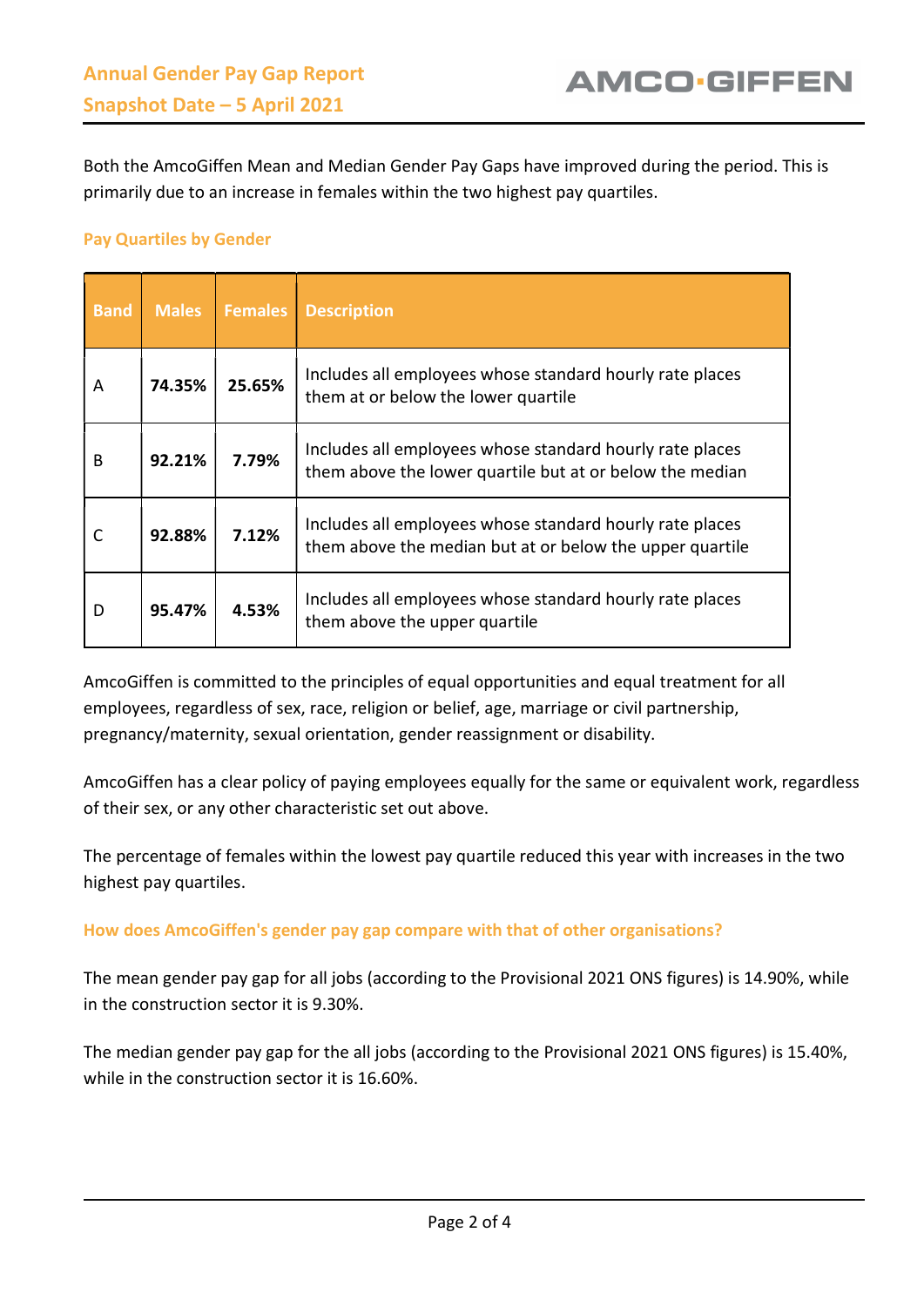Both the AmcoGiffen Mean and Median Gender Pay Gaps have improved during the period. This is primarily due to an increase in females within the two highest pay quartiles.

### Pay Quartiles by Gender

| Band | Males | Females | Description |
|---|---|---|---|
| A | **74.35%** | **25.65%** | Includes all employees whose standard hourly rate places them at or below the lower quartile |
| B | **92.21%** | **7.79%** | Includes all employees whose standard hourly rate places them above the lower quartile but at or below the median |
| C | **92.88%** | **7.12%** | Includes all employees whose standard hourly rate places them above the median but at or below the upper quartile |
| D | **95.47%** | **4.53%** | Includes all employees whose standard hourly rate places them above the upper quartile |

AmcoGiffen is committed to the principles of equal opportunities and equal treatment for all employees, regardless of sex, race, religion or belief, age, marriage or civil partnership, pregnancy/maternity, sexual orientation, gender reassignment or disability.

AmcoGiffen has a clear policy of paying employees equally for the same or equivalent work, regardless of their sex, or any other characteristic set out above.

The percentage of females within the lowest pay quartile reduced this year with increases in the two highest pay quartiles.

### How does AmcoGiffen's gender pay gap compare with that of other organisations?

The mean gender pay gap for all jobs (according to the Provisional 2021 ONS figures) is 14.90%, while in the construction sector it is 9.30%.

The median gender pay gap for the all jobs (according to the Provisional 2021 ONS figures) is 15.40%, while in the construction sector it is 16.60%.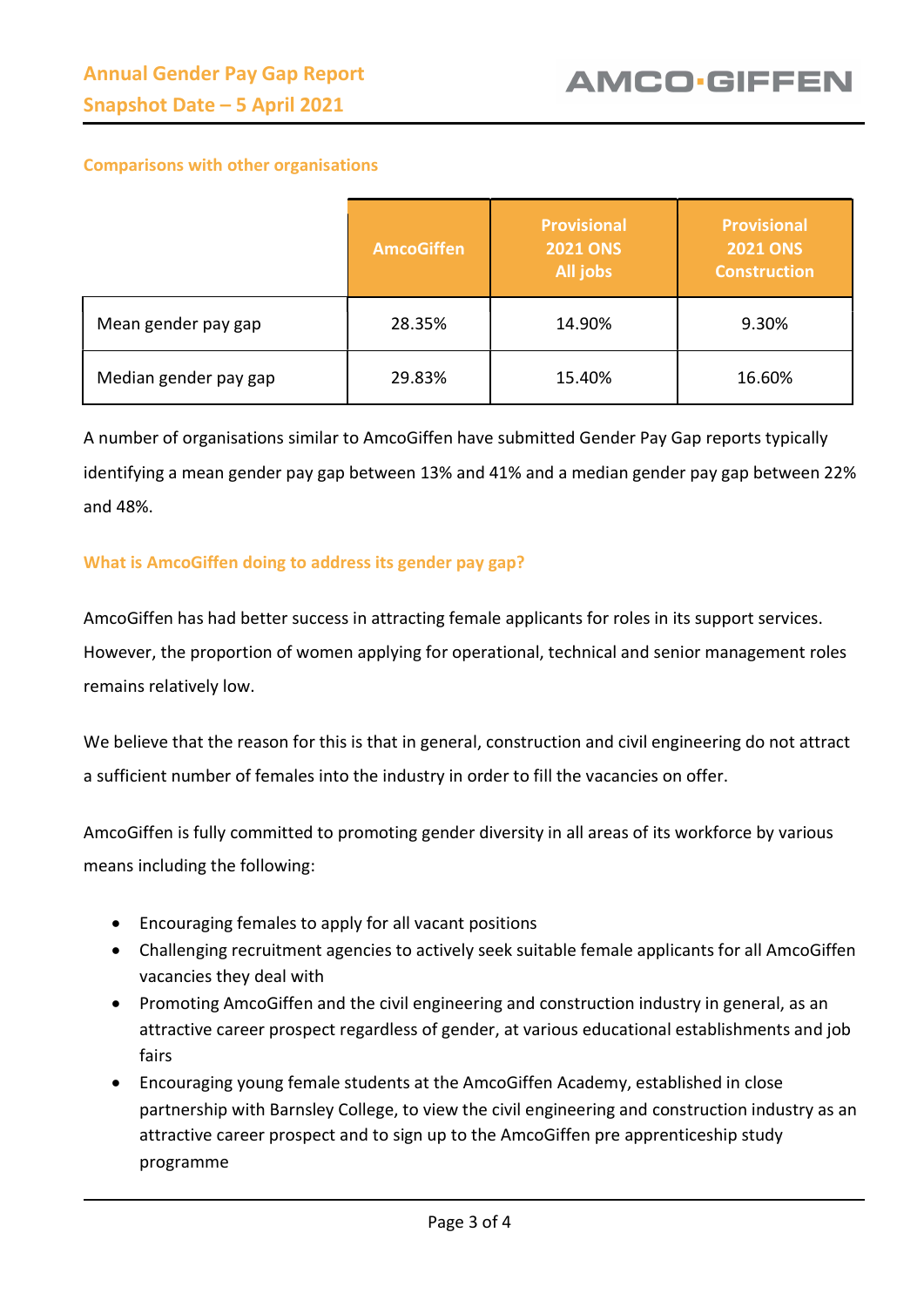### Comparisons with other organisations

| | AmcoGiffen | Provisional 2021 ONS All jobs | Provisional 2021 ONS Construction |
|---|---|---|---|
| Mean gender pay gap | 28.35% | 14.90% | 9.30% |
| Median gender pay gap | 29.83% | 15.40% | 16.60% |

A number of organisations similar to AmcoGiffen have submitted Gender Pay Gap reports typically identifying a mean gender pay gap between 13% and 41% and a median gender pay gap between 22% and 48%.

### What is AmcoGiffen doing to address its gender pay gap?

AmcoGiffen has had better success in attracting female applicants for roles in its support services. However, the proportion of women applying for operational, technical and senior management roles remains relatively low.

We believe that the reason for this is that in general, construction and civil engineering do not attract a sufficient number of females into the industry in order to fill the vacancies on offer.

AmcoGiffen is fully committed to promoting gender diversity in all areas of its workforce by various means including the following:

- Encouraging females to apply for all vacant positions
- Challenging recruitment agencies to actively seek suitable female applicants for all AmcoGiffen vacancies they deal with
- Promoting AmcoGiffen and the civil engineering and construction industry in general, as an attractive career prospect regardless of gender, at various educational establishments and job fairs
- Encouraging young female students at the AmcoGiffen Academy, established in close partnership with Barnsley College, to view the civil engineering and construction industry as an attractive career prospect and to sign up to the AmcoGiffen pre apprenticeship study programme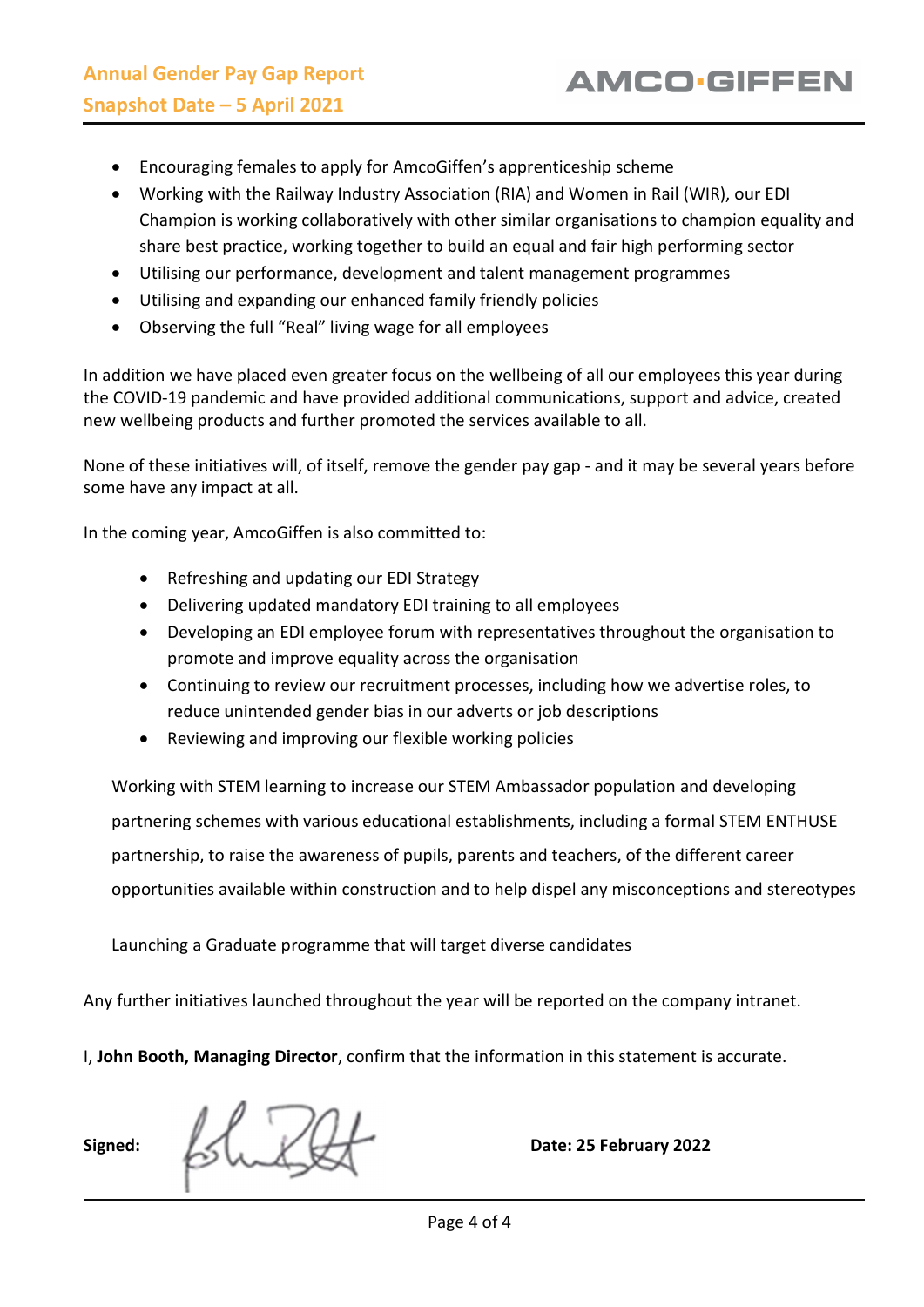- Encouraging females to apply for AmcoGiffen's apprenticeship scheme
- Working with the Railway Industry Association (RIA) and Women in Rail (WIR), our EDI Champion is working collaboratively with other similar organisations to champion equality and share best practice, working together to build an equal and fair high performing sector
- Utilising our performance, development and talent management programmes
- Utilising and expanding our enhanced family friendly policies
- Observing the full "Real" living wage for all employees

In addition we have placed even greater focus on the wellbeing of all our employees this year during the COVID-19 pandemic and have provided additional communications, support and advice, created new wellbeing products and further promoted the services available to all.

None of these initiatives will, of itself, remove the gender pay gap - and it may be several years before some have any impact at all.

In the coming year, AmcoGiffen is also committed to:

- Refreshing and updating our EDI Strategy
- Delivering updated mandatory EDI training to all employees
- Developing an EDI employee forum with representatives throughout the organisation to promote and improve equality across the organisation
- Continuing to review our recruitment processes, including how we advertise roles, to reduce unintended gender bias in our adverts or job descriptions
- Reviewing and improving our flexible working policies

Working with STEM learning to increase our STEM Ambassador population and developing partnering schemes with various educational establishments, including a formal STEM ENTHUSE partnership, to raise the awareness of pupils, parents and teachers, of the different career opportunities available within construction and to help dispel any misconceptions and stereotypes

Launching a Graduate programme that will target diverse candidates

Any further initiatives launched throughout the year will be reported on the company intranet.

I, **John Booth, Managing Director**, confirm that the information in this statement is accurate.

**Signed:** **Date: 25 February 2022**